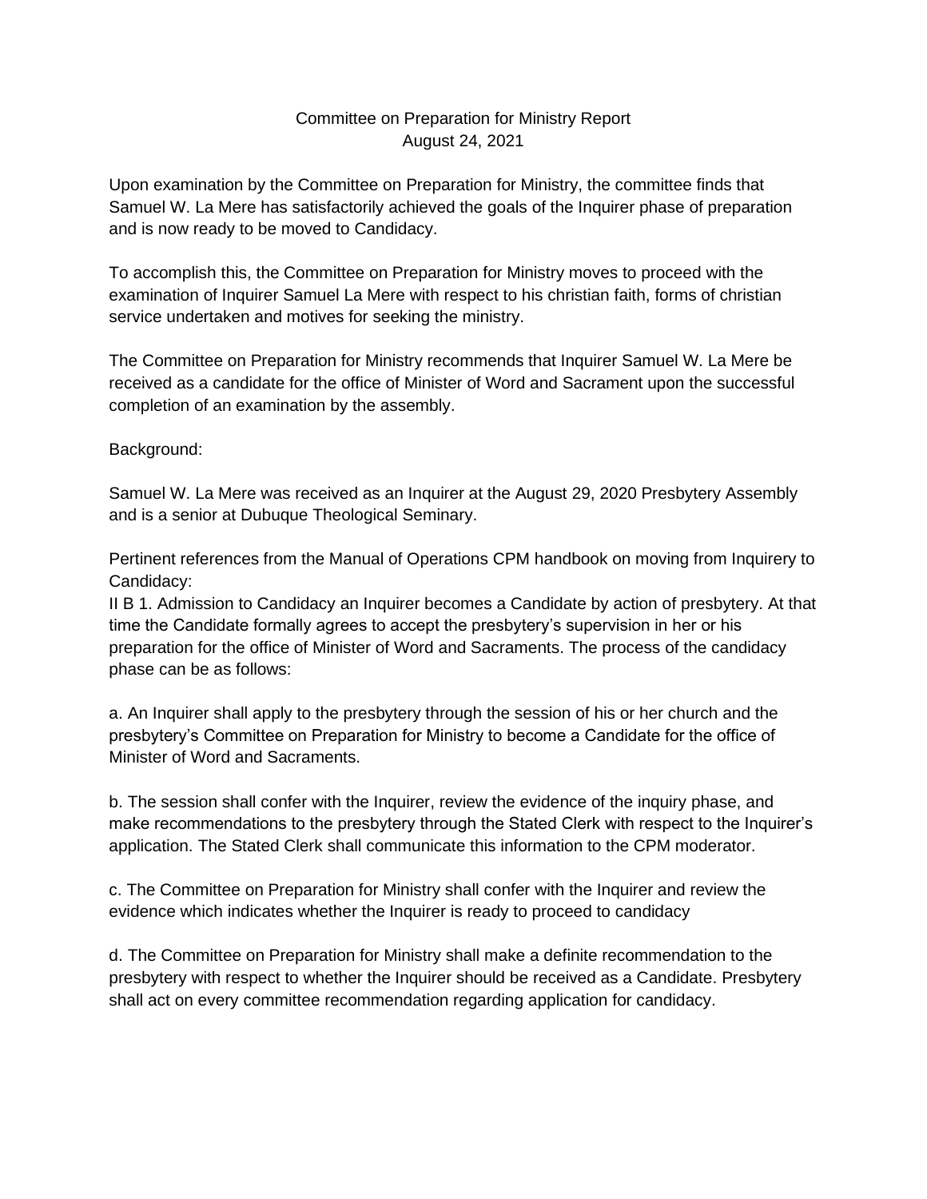Committee on Preparation for Ministry Report
August 24, 2021

Upon examination by the Committee on Preparation for Ministry, the committee finds that Samuel W. La Mere has satisfactorily achieved the goals of the Inquirer phase of preparation and is now ready to be moved to Candidacy.

To accomplish this, the Committee on Preparation for Ministry moves to proceed with the examination of Inquirer Samuel La Mere with respect to his christian faith, forms of christian service undertaken and motives for seeking the ministry.

The Committee on Preparation for Ministry recommends that Inquirer Samuel W. La Mere be received as a candidate for the office of Minister of Word and Sacrament upon the successful completion of an examination by the assembly.

Background:

Samuel W. La Mere was received as an Inquirer at the August 29, 2020 Presbytery Assembly and is a senior at Dubuque Theological Seminary.

Pertinent references from the Manual of Operations CPM handbook on moving from Inquirery to Candidacy:
II B 1. Admission to Candidacy an Inquirer becomes a Candidate by action of presbytery. At that time the Candidate formally agrees to accept the presbytery's supervision in her or his preparation for the office of Minister of Word and Sacraments. The process of the candidacy phase can be as follows:

a. An Inquirer shall apply to the presbytery through the session of his or her church and the presbytery's Committee on Preparation for Ministry to become a Candidate for the office of Minister of Word and Sacraments.

b. The session shall confer with the Inquirer, review the evidence of the inquiry phase, and make recommendations to the presbytery through the Stated Clerk with respect to the Inquirer's application. The Stated Clerk shall communicate this information to the CPM moderator.

c. The Committee on Preparation for Ministry shall confer with the Inquirer and review the evidence which indicates whether the Inquirer is ready to proceed to candidacy

d. The Committee on Preparation for Ministry shall make a definite recommendation to the presbytery with respect to whether the Inquirer should be received as a Candidate. Presbytery shall act on every committee recommendation regarding application for candidacy.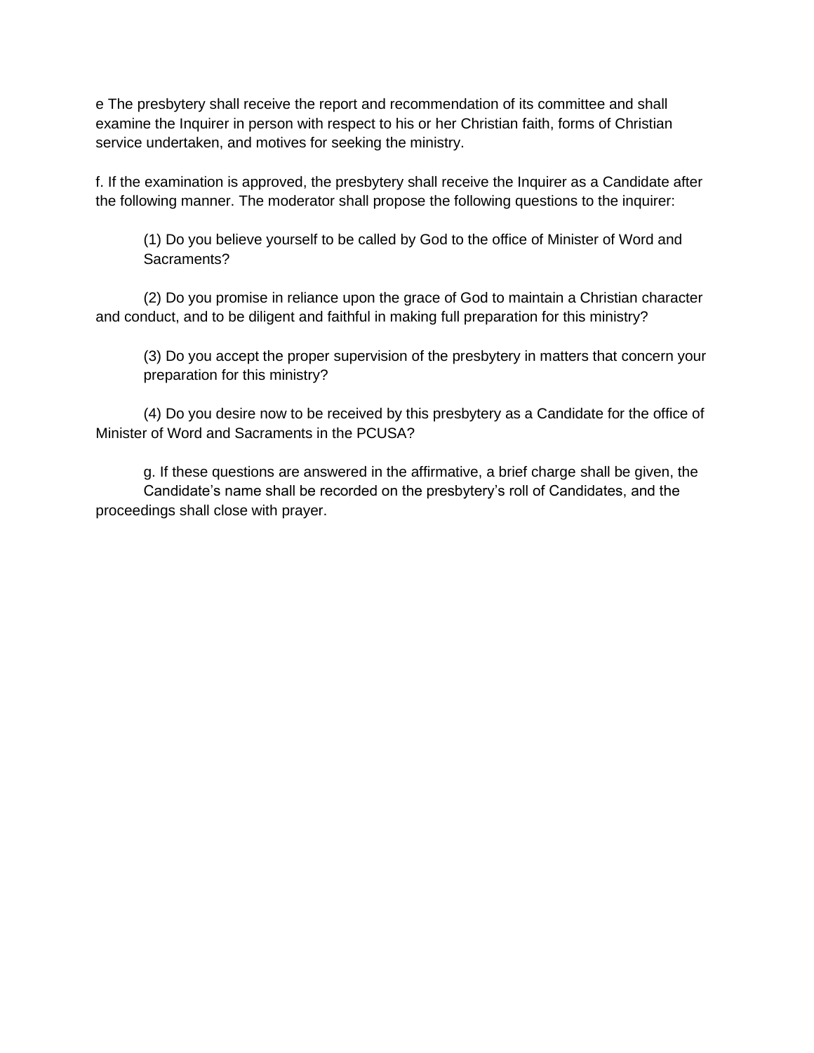e The presbytery shall receive the report and recommendation of its committee and shall examine the Inquirer in person with respect to his or her Christian faith, forms of Christian service undertaken, and motives for seeking the ministry.

f. If the examination is approved, the presbytery shall receive the Inquirer as a Candidate after the following manner. The moderator shall propose the following questions to the inquirer:

(1) Do you believe yourself to be called by God to the office of Minister of Word and Sacraments?

(2) Do you promise in reliance upon the grace of God to maintain a Christian character and conduct, and to be diligent and faithful in making full preparation for this ministry?

(3) Do you accept the proper supervision of the presbytery in matters that concern your preparation for this ministry?

(4) Do you desire now to be received by this presbytery as a Candidate for the office of Minister of Word and Sacraments in the PCUSA?

g. If these questions are answered in the affirmative, a brief charge shall be given, the Candidate's name shall be recorded on the presbytery's roll of Candidates, and the proceedings shall close with prayer.